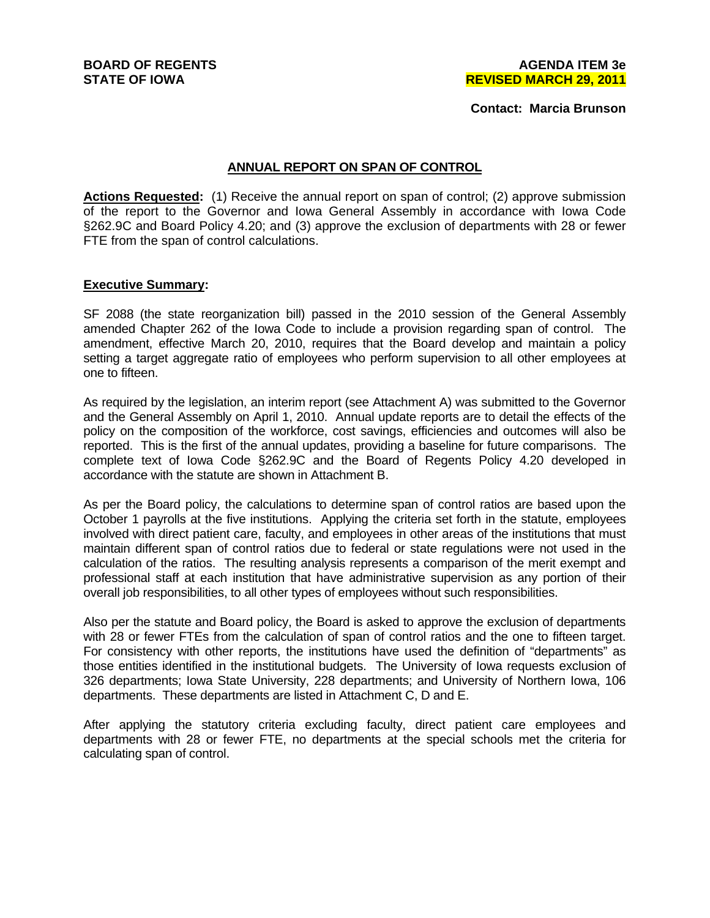**BOARD OF REGENTS**
**STATE OF IOWA**

**AGENDA ITEM 3e**
**REVISED MARCH 29, 2011**

**Contact: Marcia Brunson**

## ANNUAL REPORT ON SPAN OF CONTROL

**Actions Requested:** (1) Receive the annual report on span of control; (2) approve submission of the report to the Governor and Iowa General Assembly in accordance with Iowa Code §262.9C and Board Policy 4.20; and (3) approve the exclusion of departments with 28 or fewer FTE from the span of control calculations.

**Executive Summary:**

SF 2088 (the state reorganization bill) passed in the 2010 session of the General Assembly amended Chapter 262 of the Iowa Code to include a provision regarding span of control. The amendment, effective March 20, 2010, requires that the Board develop and maintain a policy setting a target aggregate ratio of employees who perform supervision to all other employees at one to fifteen.

As required by the legislation, an interim report (see Attachment A) was submitted to the Governor and the General Assembly on April 1, 2010. Annual update reports are to detail the effects of the policy on the composition of the workforce, cost savings, efficiencies and outcomes will also be reported. This is the first of the annual updates, providing a baseline for future comparisons. The complete text of Iowa Code §262.9C and the Board of Regents Policy 4.20 developed in accordance with the statute are shown in Attachment B.

As per the Board policy, the calculations to determine span of control ratios are based upon the October 1 payrolls at the five institutions. Applying the criteria set forth in the statute, employees involved with direct patient care, faculty, and employees in other areas of the institutions that must maintain different span of control ratios due to federal or state regulations were not used in the calculation of the ratios. The resulting analysis represents a comparison of the merit exempt and professional staff at each institution that have administrative supervision as any portion of their overall job responsibilities, to all other types of employees without such responsibilities.

Also per the statute and Board policy, the Board is asked to approve the exclusion of departments with 28 or fewer FTEs from the calculation of span of control ratios and the one to fifteen target. For consistency with other reports, the institutions have used the definition of "departments" as those entities identified in the institutional budgets. The University of Iowa requests exclusion of 326 departments; Iowa State University, 228 departments; and University of Northern Iowa, 106 departments. These departments are listed in Attachment C, D and E.

After applying the statutory criteria excluding faculty, direct patient care employees and departments with 28 or fewer FTE, no departments at the special schools met the criteria for calculating span of control.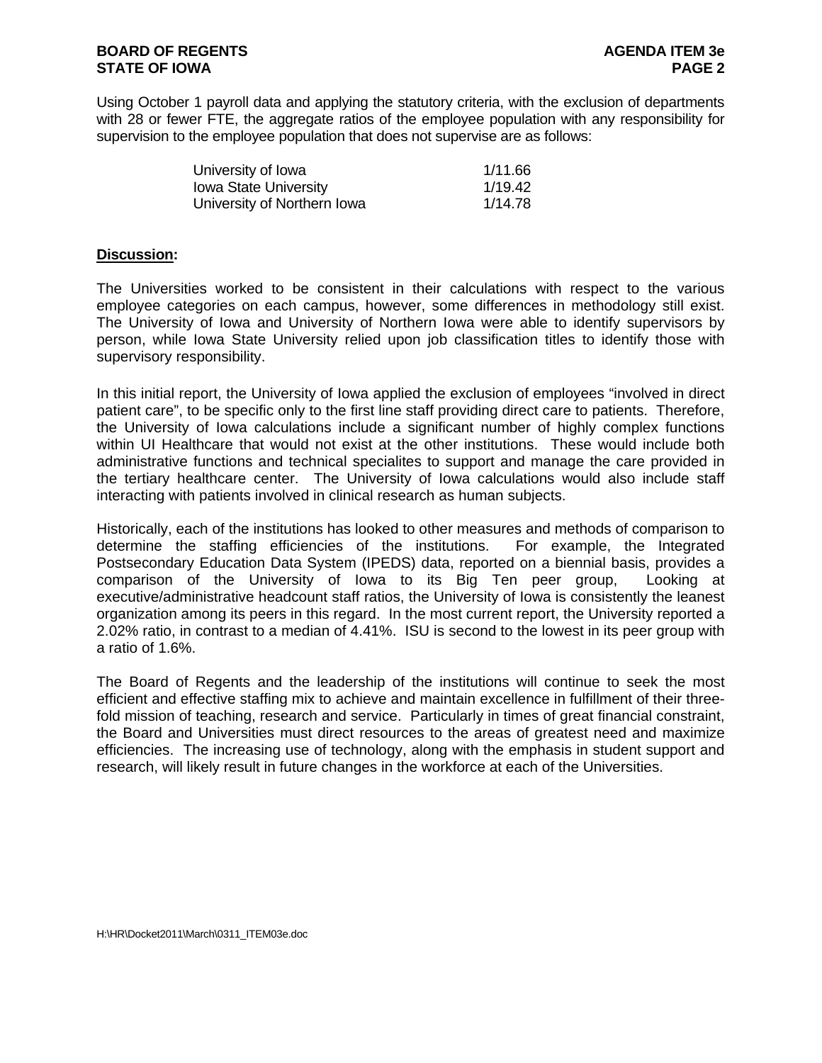Using October 1 payroll data and applying the statutory criteria, with the exclusion of departments with 28 or fewer FTE, the aggregate ratios of the employee population with any responsibility for supervision to the employee population that does not supervise are as follows:

| | |
|---|---|
| University of Iowa | 1/11.66 |
| Iowa State University | 1/19.42 |
| University of Northern Iowa | 1/14.78 |

**Discussion:**

The Universities worked to be consistent in their calculations with respect to the various employee categories on each campus, however, some differences in methodology still exist. The University of Iowa and University of Northern Iowa were able to identify supervisors by person, while Iowa State University relied upon job classification titles to identify those with supervisory responsibility.

In this initial report, the University of Iowa applied the exclusion of employees "involved in direct patient care", to be specific only to the first line staff providing direct care to patients. Therefore, the University of Iowa calculations include a significant number of highly complex functions within UI Healthcare that would not exist at the other institutions. These would include both administrative functions and technical specialites to support and manage the care provided in the tertiary healthcare center. The University of Iowa calculations would also include staff interacting with patients involved in clinical research as human subjects.

Historically, each of the institutions has looked to other measures and methods of comparison to determine the staffing efficiencies of the institutions. For example, the Integrated Postsecondary Education Data System (IPEDS) data, reported on a biennial basis, provides a comparison of the University of Iowa to its Big Ten peer group, Looking at executive/administrative headcount staff ratios, the University of Iowa is consistently the leanest organization among its peers in this regard. In the most current report, the University reported a 2.02% ratio, in contrast to a median of 4.41%. ISU is second to the lowest in its peer group with a ratio of 1.6%.

The Board of Regents and the leadership of the institutions will continue to seek the most efficient and effective staffing mix to achieve and maintain excellence in fulfillment of their three-fold mission of teaching, research and service. Particularly in times of great financial constraint, the Board and Universities must direct resources to the areas of greatest need and maximize efficiencies. The increasing use of technology, along with the emphasis in student support and research, will likely result in future changes in the workforce at each of the Universities.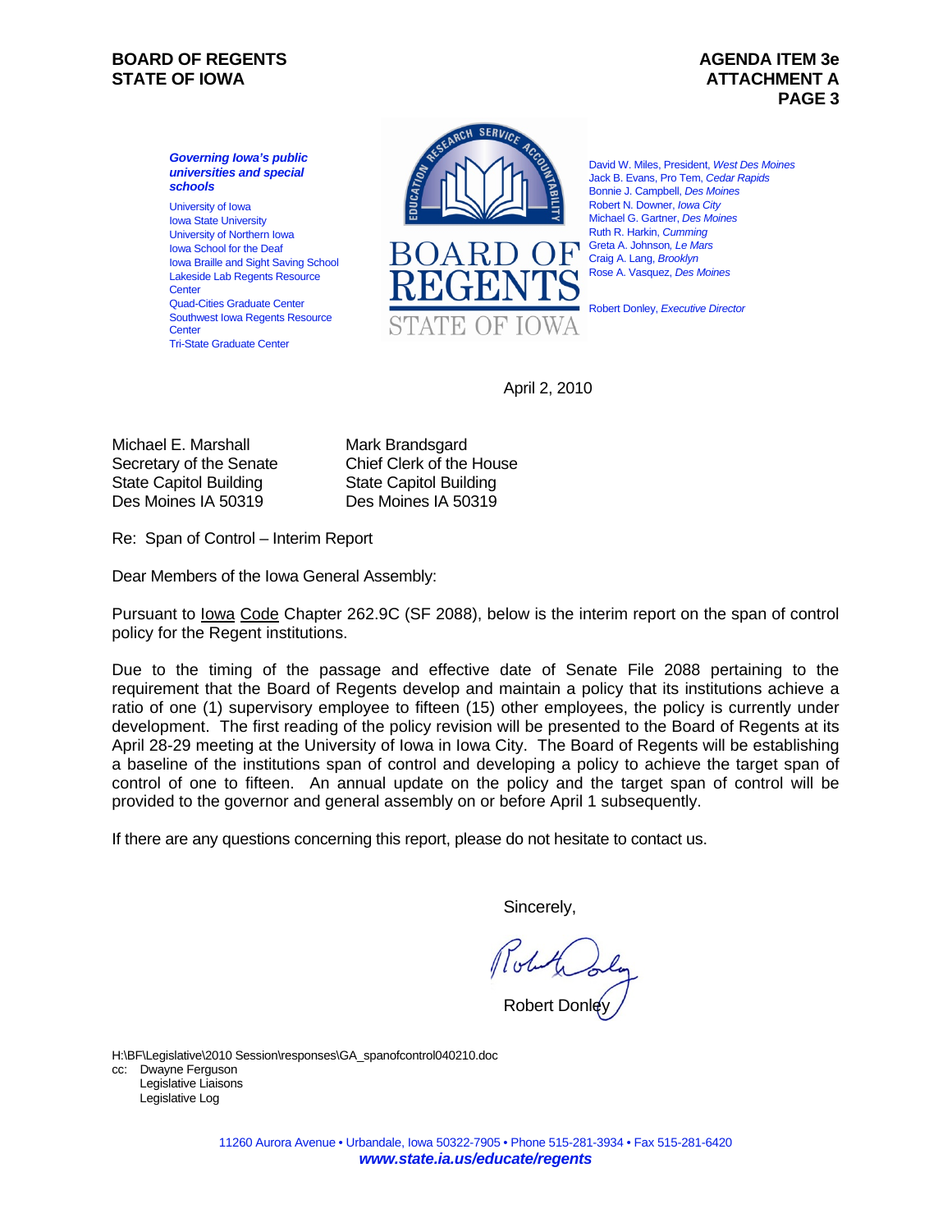**BOARD OF REGENTS**
**STATE OF IOWA**

**AGENDA ITEM 3e**
**ATTACHMENT A**

***Governing Iowa's public universities and special schools***

University of Iowa
Iowa State University
University of Northern Iowa
Iowa School for the Deaf
Iowa Braille and Sight Saving School
Lakeside Lab Regents Resource Center
Quad-Cities Graduate Center
Southwest Iowa Regents Resource Center
Tri-State Graduate Center

BOARD OF REGENTS
STATE OF IOWA

David W. Miles, President, *West Des Moines*
Jack B. Evans, Pro Tem, *Cedar Rapids*
Bonnie J. Campbell, *Des Moines*
Robert N. Downer, *Iowa City*
Michael G. Gartner, *Des Moines*
Ruth R. Harkin, *Cumming*
Greta A. Johnson, *Le Mars*
Craig A. Lang, *Brooklyn*
Rose A. Vasquez, *Des Moines*

Robert Donley, *Executive Director*

April 2, 2010

Michael E. Marshall
Secretary of the Senate
State Capitol Building
Des Moines IA 50319

Mark Brandsgard
Chief Clerk of the House
State Capitol Building
Des Moines IA 50319

Re: Span of Control – Interim Report

Dear Members of the Iowa General Assembly:

Pursuant to Iowa Code Chapter 262.9C (SF 2088), below is the interim report on the span of control policy for the Regent institutions.

Due to the timing of the passage and effective date of Senate File 2088 pertaining to the requirement that the Board of Regents develop and maintain a policy that its institutions achieve a ratio of one (1) supervisory employee to fifteen (15) other employees, the policy is currently under development. The first reading of the policy revision will be presented to the Board of Regents at its April 28-29 meeting at the University of Iowa in Iowa City. The Board of Regents will be establishing a baseline of the institutions span of control and developing a policy to achieve the target span of control of one to fifteen. An annual update on the policy and the target span of control will be provided to the governor and general assembly on or before April 1 subsequently.

If there are any questions concerning this report, please do not hesitate to contact us.

Sincerely,

Robert Donley

H:\BF\Legislative\2010 Session\responses\GA_spanofcontrol040210.doc
cc: Dwayne Ferguson
Legislative Liaisons
Legislative Log

11260 Aurora Avenue • Urbandale, Iowa 50322-7905 • Phone 515-281-3934 • Fax 515-281-6420
***www.state.ia.us/educate/regents***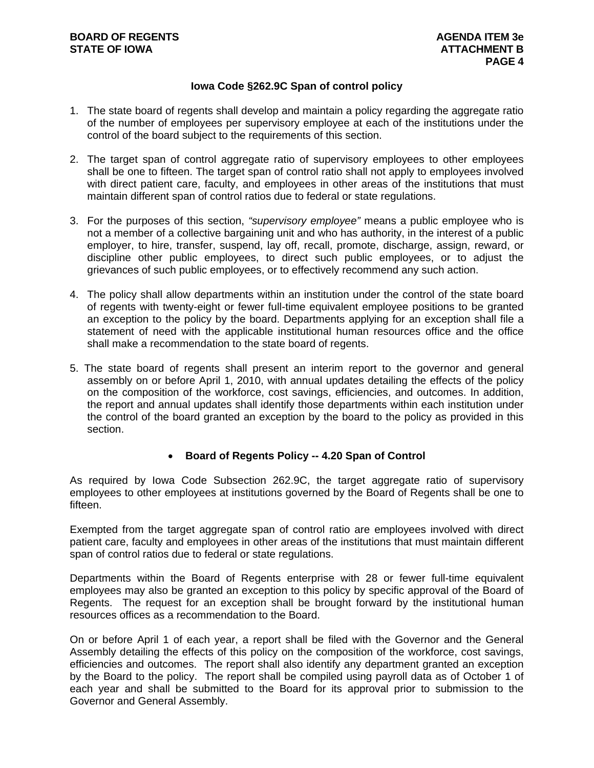### Iowa Code §262.9C Span of control policy

1. The state board of regents shall develop and maintain a policy regarding the aggregate ratio of the number of employees per supervisory employee at each of the institutions under the control of the board subject to the requirements of this section.

2. The target span of control aggregate ratio of supervisory employees to other employees shall be one to fifteen. The target span of control ratio shall not apply to employees involved with direct patient care, faculty, and employees in other areas of the institutions that must maintain different span of control ratios due to federal or state regulations.

3. For the purposes of this section, *"supervisory employee"* means a public employee who is not a member of a collective bargaining unit and who has authority, in the interest of a public employer, to hire, transfer, suspend, lay off, recall, promote, discharge, assign, reward, or discipline other public employees, to direct such public employees, or to adjust the grievances of such public employees, or to effectively recommend any such action.

4. The policy shall allow departments within an institution under the control of the state board of regents with twenty-eight or fewer full-time equivalent employee positions to be granted an exception to the policy by the board. Departments applying for an exception shall file a statement of need with the applicable institutional human resources office and the office shall make a recommendation to the state board of regents.

5. The state board of regents shall present an interim report to the governor and general assembly on or before April 1, 2010, with annual updates detailing the effects of the policy on the composition of the workforce, cost savings, efficiencies, and outcomes. In addition, the report and annual updates shall identify those departments within each institution under the control of the board granted an exception by the board to the policy as provided in this section.

- **Board of Regents Policy -- 4.20 Span of Control**

As required by Iowa Code Subsection 262.9C, the target aggregate ratio of supervisory employees to other employees at institutions governed by the Board of Regents shall be one to fifteen.

Exempted from the target aggregate span of control ratio are employees involved with direct patient care, faculty and employees in other areas of the institutions that must maintain different span of control ratios due to federal or state regulations.

Departments within the Board of Regents enterprise with 28 or fewer full-time equivalent employees may also be granted an exception to this policy by specific approval of the Board of Regents. The request for an exception shall be brought forward by the institutional human resources offices as a recommendation to the Board.

On or before April 1 of each year, a report shall be filed with the Governor and the General Assembly detailing the effects of this policy on the composition of the workforce, cost savings, efficiencies and outcomes. The report shall also identify any department granted an exception by the Board to the policy. The report shall be compiled using payroll data as of October 1 of each year and shall be submitted to the Board for its approval prior to submission to the Governor and General Assembly.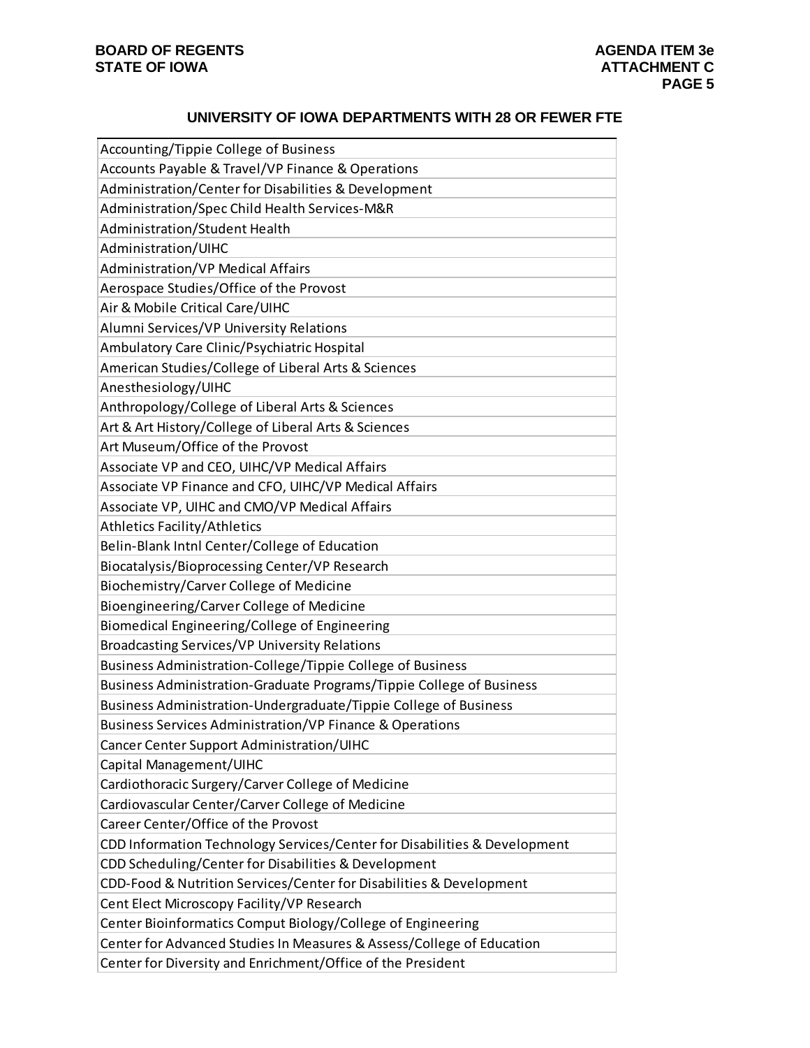## UNIVERSITY OF IOWA DEPARTMENTS WITH 28 OR FEWER FTE

| |
|---|
| Accounting/Tippie College of Business |
| Accounts Payable & Travel/VP Finance & Operations |
| Administration/Center for Disabilities & Development |
| Administration/Spec Child Health Services-M&R |
| Administration/Student Health |
| Administration/UIHC |
| Administration/VP Medical Affairs |
| Aerospace Studies/Office of the Provost |
| Air & Mobile Critical Care/UIHC |
| Alumni Services/VP University Relations |
| Ambulatory Care Clinic/Psychiatric Hospital |
| American Studies/College of Liberal Arts & Sciences |
| Anesthesiology/UIHC |
| Anthropology/College of Liberal Arts & Sciences |
| Art & Art History/College of Liberal Arts & Sciences |
| Art Museum/Office of the Provost |
| Associate VP and CEO, UIHC/VP Medical Affairs |
| Associate VP Finance and CFO, UIHC/VP Medical Affairs |
| Associate VP, UIHC and CMO/VP Medical Affairs |
| Athletics Facility/Athletics |
| Belin-Blank Intnl Center/College of Education |
| Biocatalysis/Bioprocessing Center/VP Research |
| Biochemistry/Carver College of Medicine |
| Bioengineering/Carver College of Medicine |
| Biomedical Engineering/College of Engineering |
| Broadcasting Services/VP University Relations |
| Business Administration-College/Tippie College of Business |
| Business Administration-Graduate Programs/Tippie College of Business |
| Business Administration-Undergraduate/Tippie College of Business |
| Business Services Administration/VP Finance & Operations |
| Cancer Center Support Administration/UIHC |
| Capital Management/UIHC |
| Cardiothoracic Surgery/Carver College of Medicine |
| Cardiovascular Center/Carver College of Medicine |
| Career Center/Office of the Provost |
| CDD Information Technology Services/Center for Disabilities & Development |
| CDD Scheduling/Center for Disabilities & Development |
| CDD-Food & Nutrition Services/Center for Disabilities & Development |
| Cent Elect Microscopy Facility/VP Research |
| Center Bioinformatics Comput Biology/College of Engineering |
| Center for Advanced Studies In Measures & Assess/College of Education |
| Center for Diversity and Enrichment/Office of the President |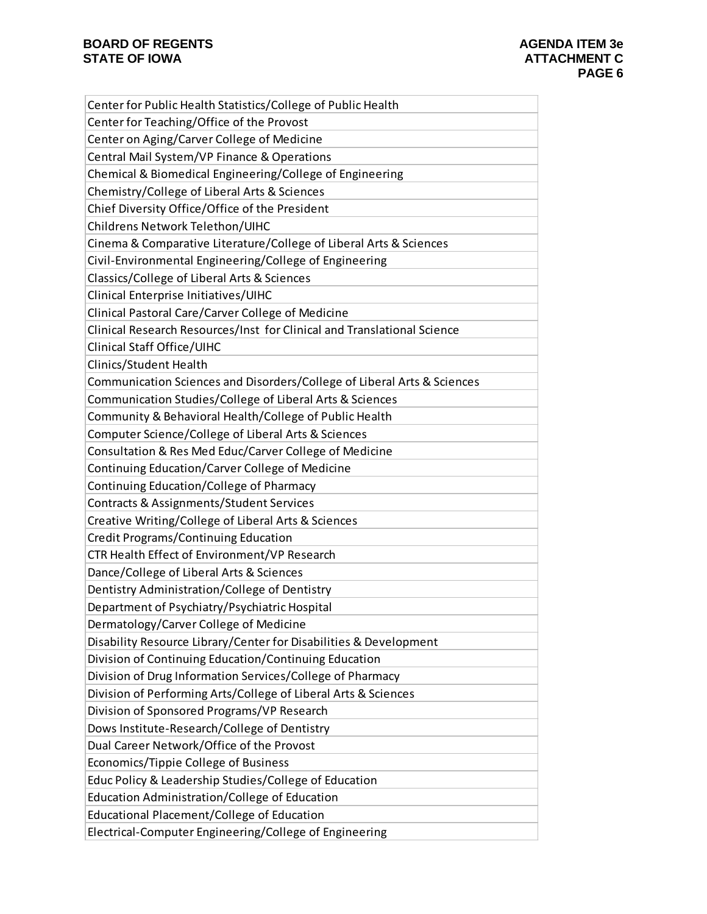| |
|---|
| Center for Public Health Statistics/College of Public Health |
| Center for Teaching/Office of the Provost |
| Center on Aging/Carver College of Medicine |
| Central Mail System/VP Finance & Operations |
| Chemical & Biomedical Engineering/College of Engineering |
| Chemistry/College of Liberal Arts & Sciences |
| Chief Diversity Office/Office of the President |
| Childrens Network Telethon/UIHC |
| Cinema & Comparative Literature/College of Liberal Arts & Sciences |
| Civil-Environmental Engineering/College of Engineering |
| Classics/College of Liberal Arts & Sciences |
| Clinical Enterprise Initiatives/UIHC |
| Clinical Pastoral Care/Carver College of Medicine |
| Clinical Research Resources/Inst for Clinical and Translational Science |
| Clinical Staff Office/UIHC |
| Clinics/Student Health |
| Communication Sciences and Disorders/College of Liberal Arts & Sciences |
| Communication Studies/College of Liberal Arts & Sciences |
| Community & Behavioral Health/College of Public Health |
| Computer Science/College of Liberal Arts & Sciences |
| Consultation & Res Med Educ/Carver College of Medicine |
| Continuing Education/Carver College of Medicine |
| Continuing Education/College of Pharmacy |
| Contracts & Assignments/Student Services |
| Creative Writing/College of Liberal Arts & Sciences |
| Credit Programs/Continuing Education |
| CTR Health Effect of Environment/VP Research |
| Dance/College of Liberal Arts & Sciences |
| Dentistry Administration/College of Dentistry |
| Department of Psychiatry/Psychiatric Hospital |
| Dermatology/Carver College of Medicine |
| Disability Resource Library/Center for Disabilities & Development |
| Division of Continuing Education/Continuing Education |
| Division of Drug Information Services/College of Pharmacy |
| Division of Performing Arts/College of Liberal Arts & Sciences |
| Division of Sponsored Programs/VP Research |
| Dows Institute-Research/College of Dentistry |
| Dual Career Network/Office of the Provost |
| Economics/Tippie College of Business |
| Educ Policy & Leadership Studies/College of Education |
| Education Administration/College of Education |
| Educational Placement/College of Education |
| Electrical-Computer Engineering/College of Engineering |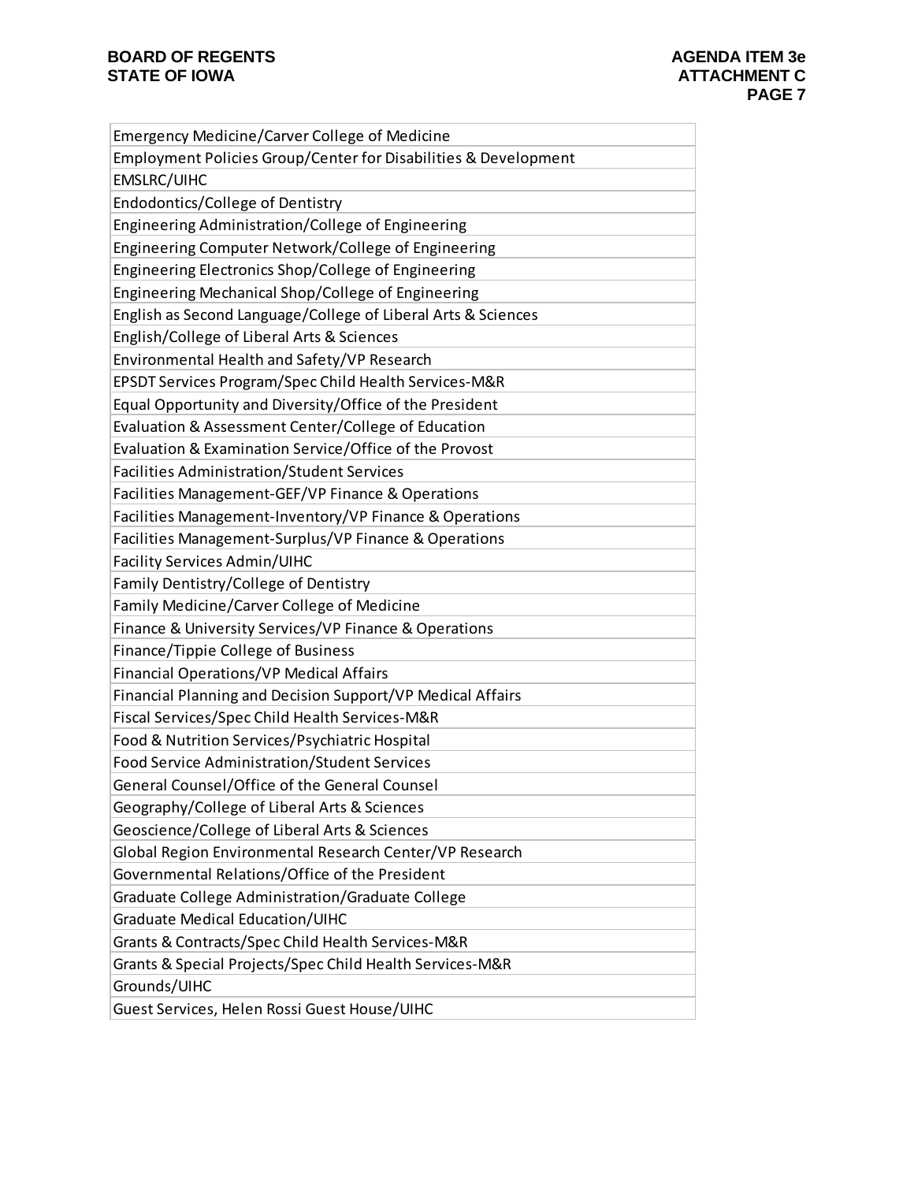| Emergency Medicine/Carver College of Medicine |
| --- |
| Employment Policies Group/Center for Disabilities & Development |
| EMSLRC/UIHC |
| Endodontics/College of Dentistry |
| Engineering Administration/College of Engineering |
| Engineering Computer Network/College of Engineering |
| Engineering Electronics Shop/College of Engineering |
| Engineering Mechanical Shop/College of Engineering |
| English as Second Language/College of Liberal Arts & Sciences |
| English/College of Liberal Arts & Sciences |
| Environmental Health and Safety/VP Research |
| EPSDT Services Program/Spec Child Health Services-M&R |
| Equal Opportunity and Diversity/Office of the President |
| Evaluation & Assessment Center/College of Education |
| Evaluation & Examination Service/Office of the Provost |
| Facilities Administration/Student Services |
| Facilities Management-GEF/VP Finance & Operations |
| Facilities Management-Inventory/VP Finance & Operations |
| Facilities Management-Surplus/VP Finance & Operations |
| Facility Services Admin/UIHC |
| Family Dentistry/College of Dentistry |
| Family Medicine/Carver College of Medicine |
| Finance & University Services/VP Finance & Operations |
| Finance/Tippie College of Business |
| Financial Operations/VP Medical Affairs |
| Financial Planning and Decision Support/VP Medical Affairs |
| Fiscal Services/Spec Child Health Services-M&R |
| Food & Nutrition Services/Psychiatric Hospital |
| Food Service Administration/Student Services |
| General Counsel/Office of the General Counsel |
| Geography/College of Liberal Arts & Sciences |
| Geoscience/College of Liberal Arts & Sciences |
| Global Region Environmental Research Center/VP Research |
| Governmental Relations/Office of the President |
| Graduate College Administration/Graduate College |
| Graduate Medical Education/UIHC |
| Grants & Contracts/Spec Child Health Services-M&R |
| Grants & Special Projects/Spec Child Health Services-M&R |
| Grounds/UIHC |
| Guest Services, Helen Rossi Guest House/UIHC |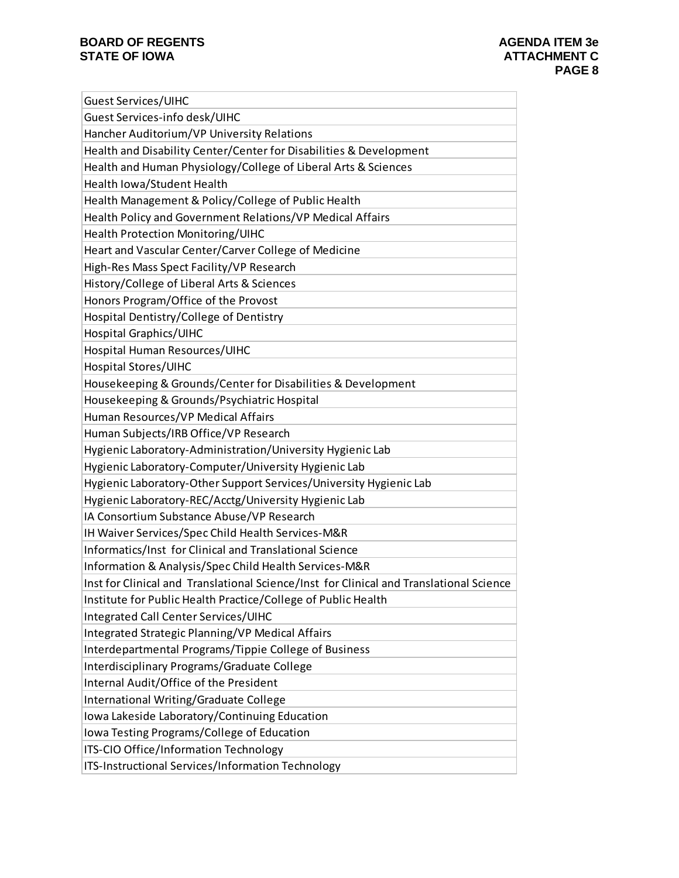| Guest Services/UIHC |
|---|
| Guest Services-info desk/UIHC |
| Hancher Auditorium/VP University Relations |
| Health and Disability Center/Center for Disabilities & Development |
| Health and Human Physiology/College of Liberal Arts & Sciences |
| Health Iowa/Student Health |
| Health Management & Policy/College of Public Health |
| Health Policy and Government Relations/VP Medical Affairs |
| Health Protection Monitoring/UIHC |
| Heart and Vascular Center/Carver College of Medicine |
| High-Res Mass Spect Facility/VP Research |
| History/College of Liberal Arts & Sciences |
| Honors Program/Office of the Provost |
| Hospital Dentistry/College of Dentistry |
| Hospital Graphics/UIHC |
| Hospital Human Resources/UIHC |
| Hospital Stores/UIHC |
| Housekeeping & Grounds/Center for Disabilities & Development |
| Housekeeping & Grounds/Psychiatric Hospital |
| Human Resources/VP Medical Affairs |
| Human Subjects/IRB Office/VP Research |
| Hygienic Laboratory-Administration/University Hygienic Lab |
| Hygienic Laboratory-Computer/University Hygienic Lab |
| Hygienic Laboratory-Other Support Services/University Hygienic Lab |
| Hygienic Laboratory-REC/Acctg/University Hygienic Lab |
| IA Consortium Substance Abuse/VP Research |
| IH Waiver Services/Spec Child Health Services-M&R |
| Informatics/Inst for Clinical and Translational Science |
| Information & Analysis/Spec Child Health Services-M&R |
| Inst for Clinical and Translational Science/Inst for Clinical and Translational Science |
| Institute for Public Health Practice/College of Public Health |
| Integrated Call Center Services/UIHC |
| Integrated Strategic Planning/VP Medical Affairs |
| Interdepartmental Programs/Tippie College of Business |
| Interdisciplinary Programs/Graduate College |
| Internal Audit/Office of the President |
| International Writing/Graduate College |
| Iowa Lakeside Laboratory/Continuing Education |
| Iowa Testing Programs/College of Education |
| ITS-CIO Office/Information Technology |
| ITS-Instructional Services/Information Technology |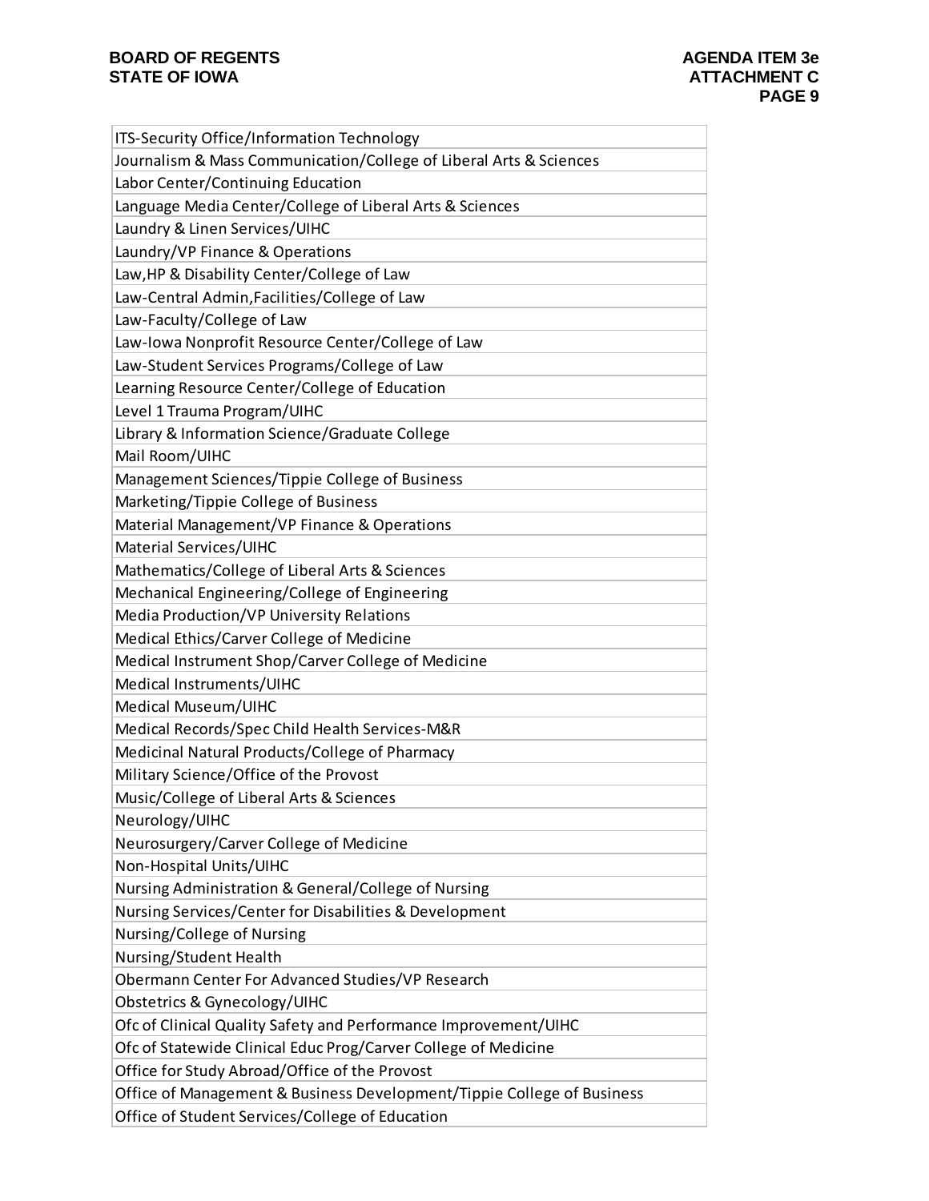| ITS-Security Office/Information Technology |
|---|
| Journalism & Mass Communication/College of Liberal Arts & Sciences |
| Labor Center/Continuing Education |
| Language Media Center/College of Liberal Arts & Sciences |
| Laundry & Linen Services/UIHC |
| Laundry/VP Finance & Operations |
| Law,HP & Disability Center/College of Law |
| Law-Central Admin,Facilities/College of Law |
| Law-Faculty/College of Law |
| Law-Iowa Nonprofit Resource Center/College of Law |
| Law-Student Services Programs/College of Law |
| Learning Resource Center/College of Education |
| Level 1 Trauma Program/UIHC |
| Library & Information Science/Graduate College |
| Mail Room/UIHC |
| Management Sciences/Tippie College of Business |
| Marketing/Tippie College of Business |
| Material Management/VP Finance & Operations |
| Material Services/UIHC |
| Mathematics/College of Liberal Arts & Sciences |
| Mechanical Engineering/College of Engineering |
| Media Production/VP University Relations |
| Medical Ethics/Carver College of Medicine |
| Medical Instrument Shop/Carver College of Medicine |
| Medical Instruments/UIHC |
| Medical Museum/UIHC |
| Medical Records/Spec Child Health Services-M&R |
| Medicinal Natural Products/College of Pharmacy |
| Military Science/Office of the Provost |
| Music/College of Liberal Arts & Sciences |
| Neurology/UIHC |
| Neurosurgery/Carver College of Medicine |
| Non-Hospital Units/UIHC |
| Nursing Administration & General/College of Nursing |
| Nursing Services/Center for Disabilities & Development |
| Nursing/College of Nursing |
| Nursing/Student Health |
| Obermann Center For Advanced Studies/VP Research |
| Obstetrics & Gynecology/UIHC |
| Ofc of Clinical Quality Safety and Performance Improvement/UIHC |
| Ofc of Statewide Clinical Educ Prog/Carver College of Medicine |
| Office for Study Abroad/Office of the Provost |
| Office of Management & Business Development/Tippie College of Business |
| Office of Student Services/College of Education |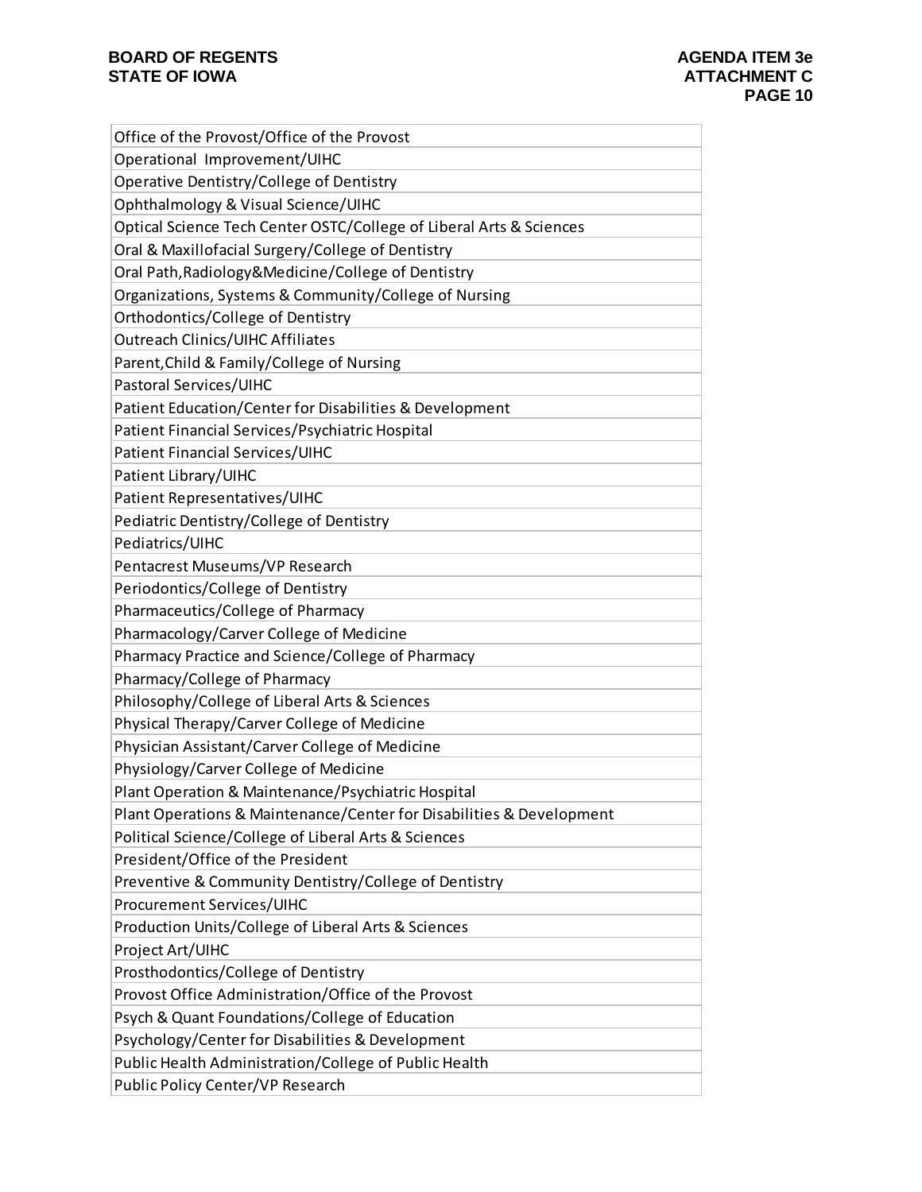| Office of the Provost/Office of the Provost |
|---|
| Operational  Improvement/UIHC |
| Operative Dentistry/College of Dentistry |
| Ophthalmology & Visual Science/UIHC |
| Optical Science Tech Center OSTC/College of Liberal Arts & Sciences |
| Oral & Maxillofacial Surgery/College of Dentistry |
| Oral Path,Radiology&Medicine/College of Dentistry |
| Organizations, Systems & Community/College of Nursing |
| Orthodontics/College of Dentistry |
| Outreach Clinics/UIHC Affiliates |
| Parent,Child & Family/College of Nursing |
| Pastoral Services/UIHC |
| Patient Education/Center for Disabilities & Development |
| Patient Financial Services/Psychiatric Hospital |
| Patient Financial Services/UIHC |
| Patient Library/UIHC |
| Patient Representatives/UIHC |
| Pediatric Dentistry/College of Dentistry |
| Pediatrics/UIHC |
| Pentacrest Museums/VP Research |
| Periodontics/College of Dentistry |
| Pharmaceutics/College of Pharmacy |
| Pharmacology/Carver College of Medicine |
| Pharmacy Practice and Science/College of Pharmacy |
| Pharmacy/College of Pharmacy |
| Philosophy/College of Liberal Arts & Sciences |
| Physical Therapy/Carver College of Medicine |
| Physician Assistant/Carver College of Medicine |
| Physiology/Carver College of Medicine |
| Plant Operation & Maintenance/Psychiatric Hospital |
| Plant Operations & Maintenance/Center for Disabilities & Development |
| Political Science/College of Liberal Arts & Sciences |
| President/Office of the President |
| Preventive & Community Dentistry/College of Dentistry |
| Procurement Services/UIHC |
| Production Units/College of Liberal Arts & Sciences |
| Project Art/UIHC |
| Prosthodontics/College of Dentistry |
| Provost Office Administration/Office of the Provost |
| Psych & Quant Foundations/College of Education |
| Psychology/Center for Disabilities & Development |
| Public Health Administration/College of Public Health |
| Public Policy Center/VP Research |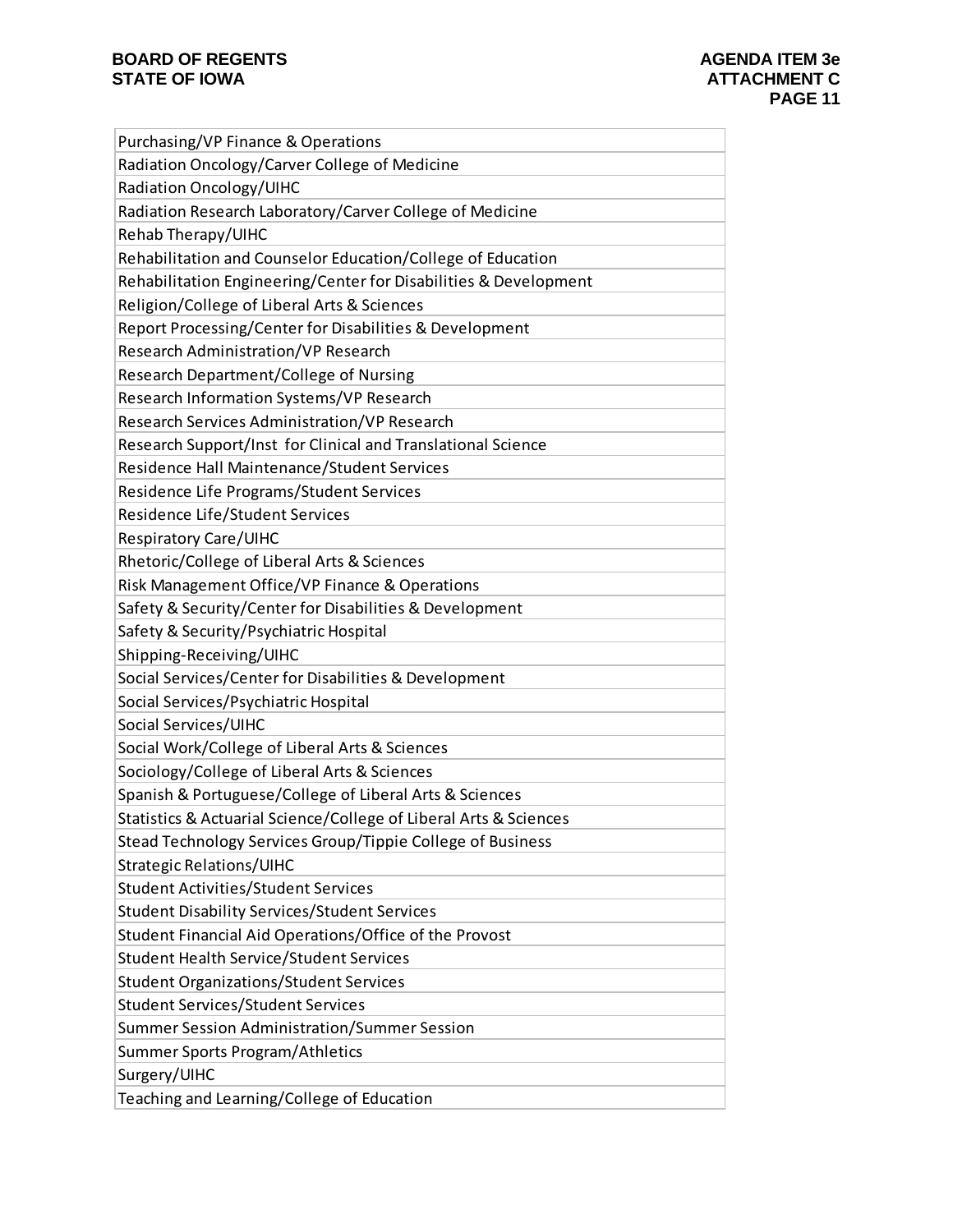| Purchasing/VP Finance & Operations |
|---|
| Radiation Oncology/Carver College of Medicine |
| Radiation Oncology/UIHC |
| Radiation Research Laboratory/Carver College of Medicine |
| Rehab Therapy/UIHC |
| Rehabilitation and Counselor Education/College of Education |
| Rehabilitation Engineering/Center for Disabilities & Development |
| Religion/College of Liberal Arts & Sciences |
| Report Processing/Center for Disabilities & Development |
| Research Administration/VP Research |
| Research Department/College of Nursing |
| Research Information Systems/VP Research |
| Research Services Administration/VP Research |
| Research Support/Inst for Clinical and Translational Science |
| Residence Hall Maintenance/Student Services |
| Residence Life Programs/Student Services |
| Residence Life/Student Services |
| Respiratory Care/UIHC |
| Rhetoric/College of Liberal Arts & Sciences |
| Risk Management Office/VP Finance & Operations |
| Safety & Security/Center for Disabilities & Development |
| Safety & Security/Psychiatric Hospital |
| Shipping-Receiving/UIHC |
| Social Services/Center for Disabilities & Development |
| Social Services/Psychiatric Hospital |
| Social Services/UIHC |
| Social Work/College of Liberal Arts & Sciences |
| Sociology/College of Liberal Arts & Sciences |
| Spanish & Portuguese/College of Liberal Arts & Sciences |
| Statistics & Actuarial Science/College of Liberal Arts & Sciences |
| Stead Technology Services Group/Tippie College of Business |
| Strategic Relations/UIHC |
| Student Activities/Student Services |
| Student Disability Services/Student Services |
| Student Financial Aid Operations/Office of the Provost |
| Student Health Service/Student Services |
| Student Organizations/Student Services |
| Student Services/Student Services |
| Summer Session Administration/Summer Session |
| Summer Sports Program/Athletics |
| Surgery/UIHC |
| Teaching and Learning/College of Education |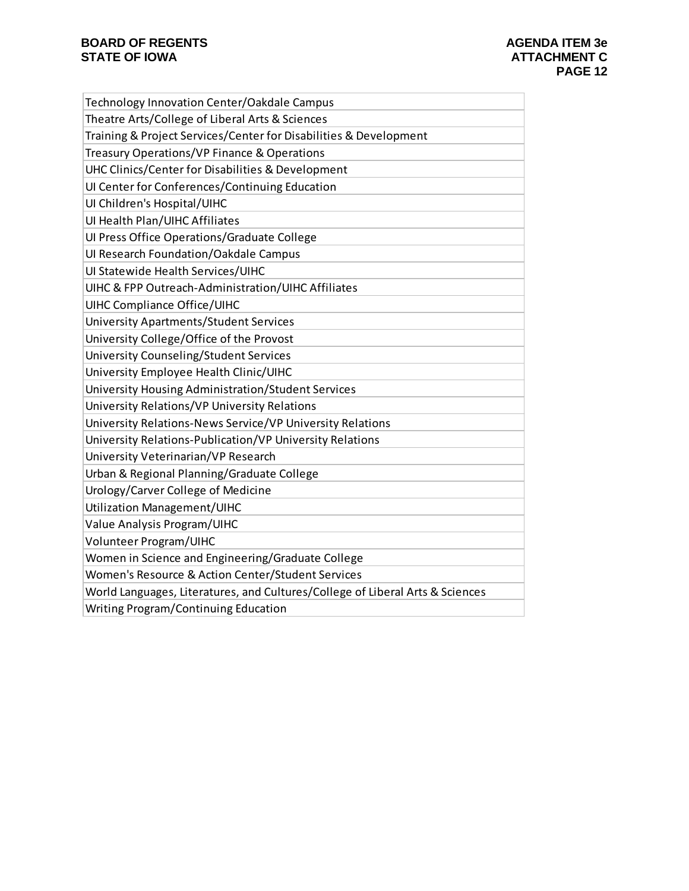| Technology Innovation Center/Oakdale Campus |
| --- |
| Theatre Arts/College of Liberal Arts & Sciences |
| Training & Project Services/Center for Disabilities & Development |
| Treasury Operations/VP Finance & Operations |
| UHC Clinics/Center for Disabilities & Development |
| UI Center for Conferences/Continuing Education |
| UI Children's Hospital/UIHC |
| UI Health Plan/UIHC Affiliates |
| UI Press Office Operations/Graduate College |
| UI Research Foundation/Oakdale Campus |
| UI Statewide Health Services/UIHC |
| UIHC & FPP Outreach-Administration/UIHC Affiliates |
| UIHC Compliance Office/UIHC |
| University Apartments/Student Services |
| University College/Office of the Provost |
| University Counseling/Student Services |
| University Employee Health Clinic/UIHC |
| University Housing Administration/Student Services |
| University Relations/VP University Relations |
| University Relations-News Service/VP University Relations |
| University Relations-Publication/VP University Relations |
| University Veterinarian/VP Research |
| Urban & Regional Planning/Graduate College |
| Urology/Carver College of Medicine |
| Utilization Management/UIHC |
| Value Analysis Program/UIHC |
| Volunteer Program/UIHC |
| Women in Science and Engineering/Graduate College |
| Women's Resource & Action Center/Student Services |
| World Languages, Literatures, and Cultures/College of Liberal Arts & Sciences |
| Writing Program/Continuing Education |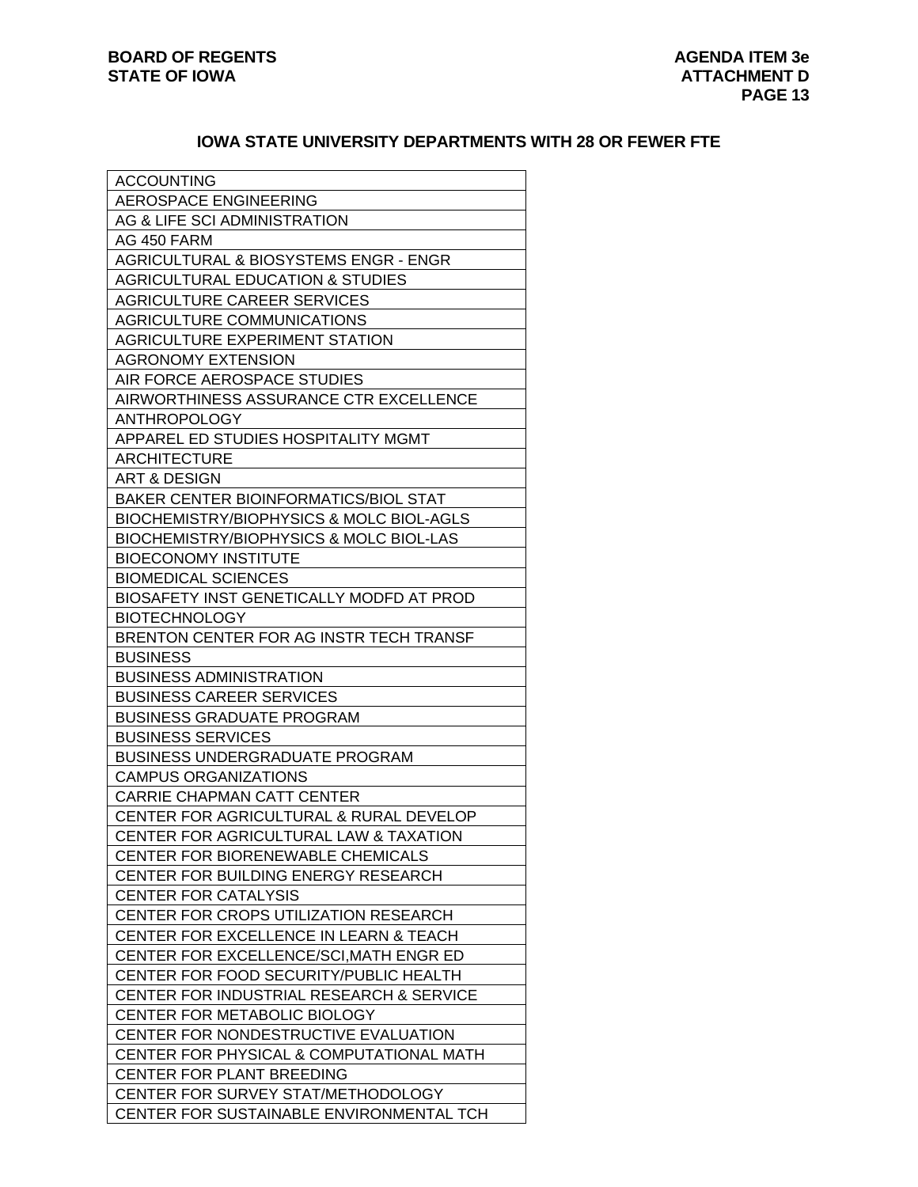## IOWA STATE UNIVERSITY DEPARTMENTS WITH 28 OR FEWER FTE

| ACCOUNTING |
|---|
| AEROSPACE ENGINEERING |
| AG & LIFE SCI ADMINISTRATION |
| AG 450 FARM |
| AGRICULTURAL & BIOSYSTEMS ENGR - ENGR |
| AGRICULTURAL EDUCATION & STUDIES |
| AGRICULTURE CAREER SERVICES |
| AGRICULTURE COMMUNICATIONS |
| AGRICULTURE EXPERIMENT STATION |
| AGRONOMY EXTENSION |
| AIR FORCE AEROSPACE STUDIES |
| AIRWORTHINESS ASSURANCE CTR EXCELLENCE |
| ANTHROPOLOGY |
| APPAREL ED STUDIES HOSPITALITY MGMT |
| ARCHITECTURE |
| ART & DESIGN |
| BAKER CENTER BIOINFORMATICS/BIOL STAT |
| BIOCHEMISTRY/BIOPHYSICS & MOLC BIOL-AGLS |
| BIOCHEMISTRY/BIOPHYSICS & MOLC BIOL-LAS |
| BIOECONOMY INSTITUTE |
| BIOMEDICAL SCIENCES |
| BIOSAFETY INST GENETICALLY MODFD AT PROD |
| BIOTECHNOLOGY |
| BRENTON CENTER FOR AG INSTR TECH TRANSF |
| BUSINESS |
| BUSINESS ADMINISTRATION |
| BUSINESS CAREER SERVICES |
| BUSINESS GRADUATE PROGRAM |
| BUSINESS SERVICES |
| BUSINESS UNDERGRADUATE PROGRAM |
| CAMPUS ORGANIZATIONS |
| CARRIE CHAPMAN CATT CENTER |
| CENTER FOR AGRICULTURAL & RURAL DEVELOP |
| CENTER FOR AGRICULTURAL LAW & TAXATION |
| CENTER FOR BIORENEWABLE CHEMICALS |
| CENTER FOR BUILDING ENERGY RESEARCH |
| CENTER FOR CATALYSIS |
| CENTER FOR CROPS UTILIZATION RESEARCH |
| CENTER FOR EXCELLENCE IN LEARN & TEACH |
| CENTER FOR EXCELLENCE/SCI,MATH ENGR ED |
| CENTER FOR FOOD SECURITY/PUBLIC HEALTH |
| CENTER FOR INDUSTRIAL RESEARCH & SERVICE |
| CENTER FOR METABOLIC BIOLOGY |
| CENTER FOR NONDESTRUCTIVE EVALUATION |
| CENTER FOR PHYSICAL & COMPUTATIONAL MATH |
| CENTER FOR PLANT BREEDING |
| CENTER FOR SURVEY STAT/METHODOLOGY |
| CENTER FOR SUSTAINABLE ENVIRONMENTAL TCH |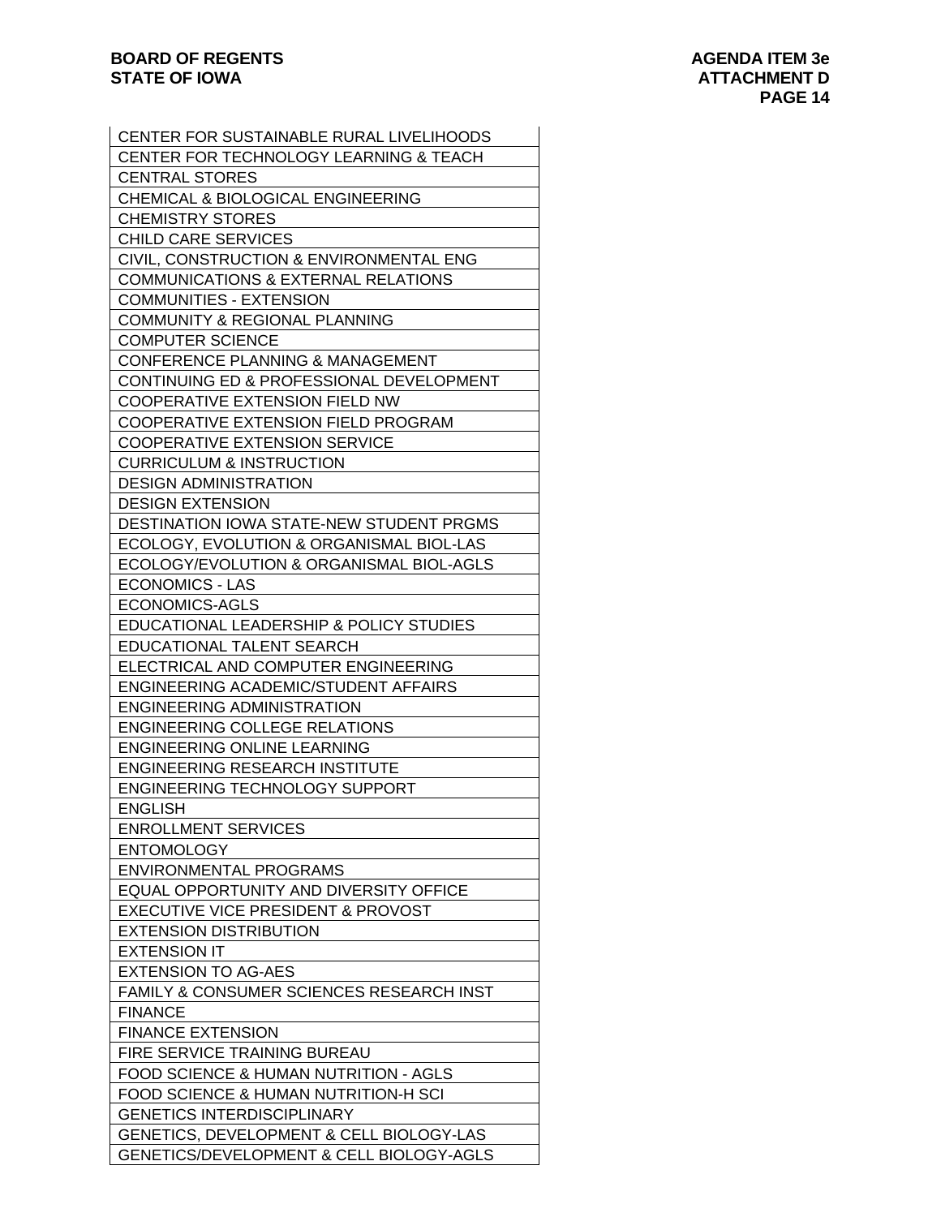| CENTER FOR SUSTAINABLE RURAL LIVELIHOODS |
|---|
| CENTER FOR TECHNOLOGY LEARNING & TEACH |
| CENTRAL STORES |
| CHEMICAL & BIOLOGICAL ENGINEERING |
| CHEMISTRY STORES |
| CHILD CARE SERVICES |
| CIVIL, CONSTRUCTION & ENVIRONMENTAL ENG |
| COMMUNICATIONS & EXTERNAL RELATIONS |
| COMMUNITIES - EXTENSION |
| COMMUNITY & REGIONAL PLANNING |
| COMPUTER SCIENCE |
| CONFERENCE PLANNING & MANAGEMENT |
| CONTINUING ED & PROFESSIONAL DEVELOPMENT |
| COOPERATIVE EXTENSION FIELD NW |
| COOPERATIVE EXTENSION FIELD PROGRAM |
| COOPERATIVE EXTENSION SERVICE |
| CURRICULUM & INSTRUCTION |
| DESIGN ADMINISTRATION |
| DESIGN EXTENSION |
| DESTINATION IOWA STATE-NEW STUDENT PRGMS |
| ECOLOGY, EVOLUTION & ORGANISMAL BIOL-LAS |
| ECOLOGY/EVOLUTION & ORGANISMAL BIOL-AGLS |
| ECONOMICS - LAS |
| ECONOMICS-AGLS |
| EDUCATIONAL LEADERSHIP & POLICY STUDIES |
| EDUCATIONAL TALENT SEARCH |
| ELECTRICAL AND COMPUTER ENGINEERING |
| ENGINEERING ACADEMIC/STUDENT AFFAIRS |
| ENGINEERING ADMINISTRATION |
| ENGINEERING COLLEGE RELATIONS |
| ENGINEERING ONLINE LEARNING |
| ENGINEERING RESEARCH INSTITUTE |
| ENGINEERING TECHNOLOGY SUPPORT |
| ENGLISH |
| ENROLLMENT SERVICES |
| ENTOMOLOGY |
| ENVIRONMENTAL PROGRAMS |
| EQUAL OPPORTUNITY AND DIVERSITY OFFICE |
| EXECUTIVE VICE PRESIDENT & PROVOST |
| EXTENSION DISTRIBUTION |
| EXTENSION IT |
| EXTENSION TO AG-AES |
| FAMILY & CONSUMER SCIENCES RESEARCH INST |
| FINANCE |
| FINANCE EXTENSION |
| FIRE SERVICE TRAINING BUREAU |
| FOOD SCIENCE & HUMAN NUTRITION - AGLS |
| FOOD SCIENCE & HUMAN NUTRITION-H SCI |
| GENETICS INTERDISCIPLINARY |
| GENETICS, DEVELOPMENT & CELL BIOLOGY-LAS |
| GENETICS/DEVELOPMENT & CELL BIOLOGY-AGLS |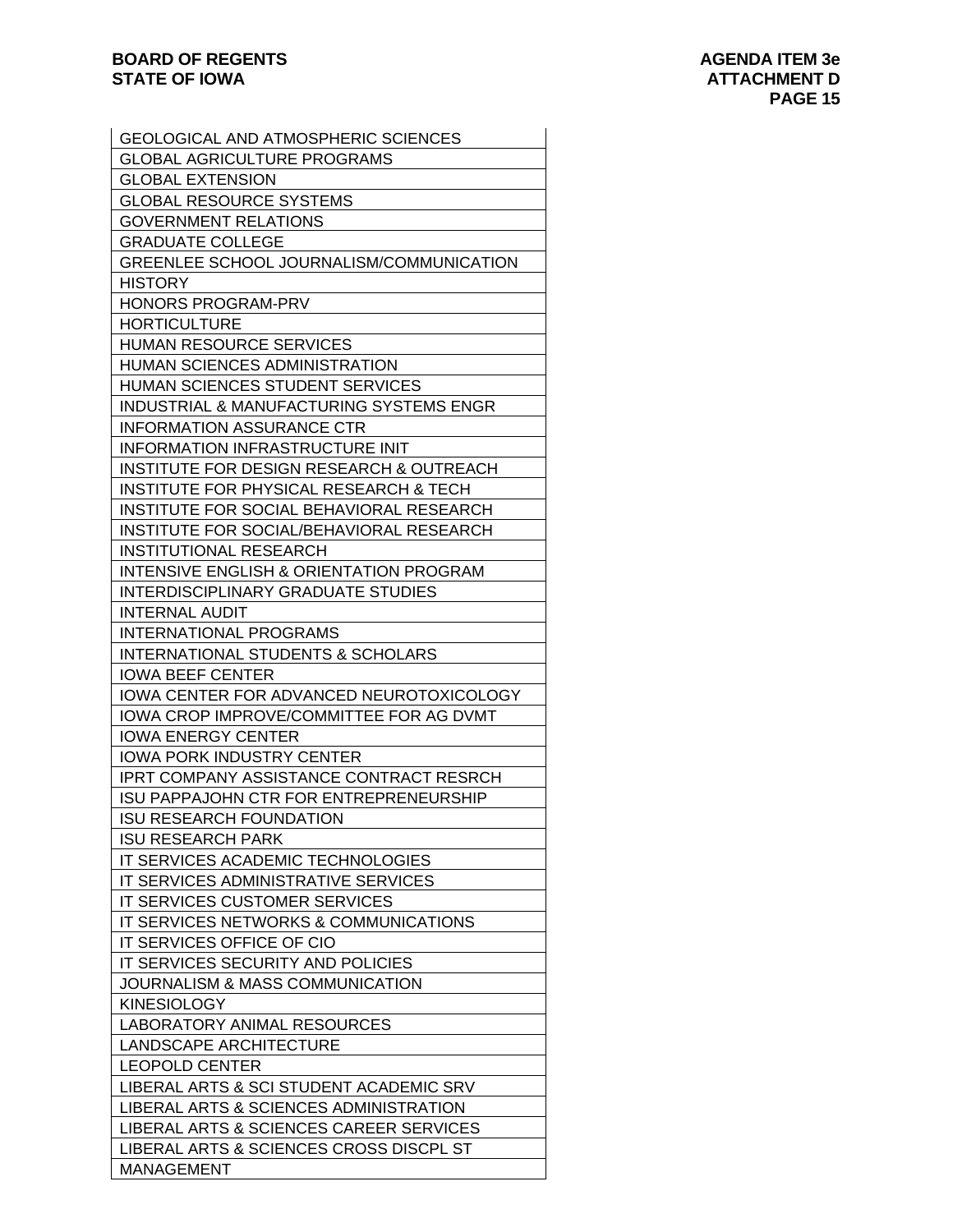| GEOLOGICAL AND ATMOSPHERIC SCIENCES |
|---|
| GLOBAL AGRICULTURE PROGRAMS |
| GLOBAL EXTENSION |
| GLOBAL RESOURCE SYSTEMS |
| GOVERNMENT RELATIONS |
| GRADUATE COLLEGE |
| GREENLEE SCHOOL JOURNALISM/COMMUNICATION |
| HISTORY |
| HONORS PROGRAM-PRV |
| HORTICULTURE |
| HUMAN RESOURCE SERVICES |
| HUMAN SCIENCES ADMINISTRATION |
| HUMAN SCIENCES STUDENT SERVICES |
| INDUSTRIAL & MANUFACTURING SYSTEMS ENGR |
| INFORMATION ASSURANCE CTR |
| INFORMATION INFRASTRUCTURE INIT |
| INSTITUTE FOR DESIGN RESEARCH & OUTREACH |
| INSTITUTE FOR PHYSICAL RESEARCH & TECH |
| INSTITUTE FOR SOCIAL BEHAVIORAL RESEARCH |
| INSTITUTE FOR SOCIAL/BEHAVIORAL RESEARCH |
| INSTITUTIONAL RESEARCH |
| INTENSIVE ENGLISH & ORIENTATION PROGRAM |
| INTERDISCIPLINARY GRADUATE STUDIES |
| INTERNAL AUDIT |
| INTERNATIONAL PROGRAMS |
| INTERNATIONAL STUDENTS & SCHOLARS |
| IOWA BEEF CENTER |
| IOWA CENTER FOR ADVANCED NEUROTOXICOLOGY |
| IOWA CROP IMPROVE/COMMITTEE FOR AG DVMT |
| IOWA ENERGY CENTER |
| IOWA PORK INDUSTRY CENTER |
| IPRT COMPANY ASSISTANCE CONTRACT RESRCH |
| ISU PAPPAJOHN CTR FOR ENTREPRENEURSHIP |
| ISU RESEARCH FOUNDATION |
| ISU RESEARCH PARK |
| IT SERVICES ACADEMIC TECHNOLOGIES |
| IT SERVICES ADMINISTRATIVE SERVICES |
| IT SERVICES CUSTOMER SERVICES |
| IT SERVICES NETWORKS & COMMUNICATIONS |
| IT SERVICES OFFICE OF CIO |
| IT SERVICES SECURITY AND POLICIES |
| JOURNALISM & MASS COMMUNICATION |
| KINESIOLOGY |
| LABORATORY ANIMAL RESOURCES |
| LANDSCAPE ARCHITECTURE |
| LEOPOLD CENTER |
| LIBERAL ARTS & SCI STUDENT ACADEMIC SRV |
| LIBERAL ARTS & SCIENCES ADMINISTRATION |
| LIBERAL ARTS & SCIENCES CAREER SERVICES |
| LIBERAL ARTS & SCIENCES CROSS DISCPL ST |
| MANAGEMENT |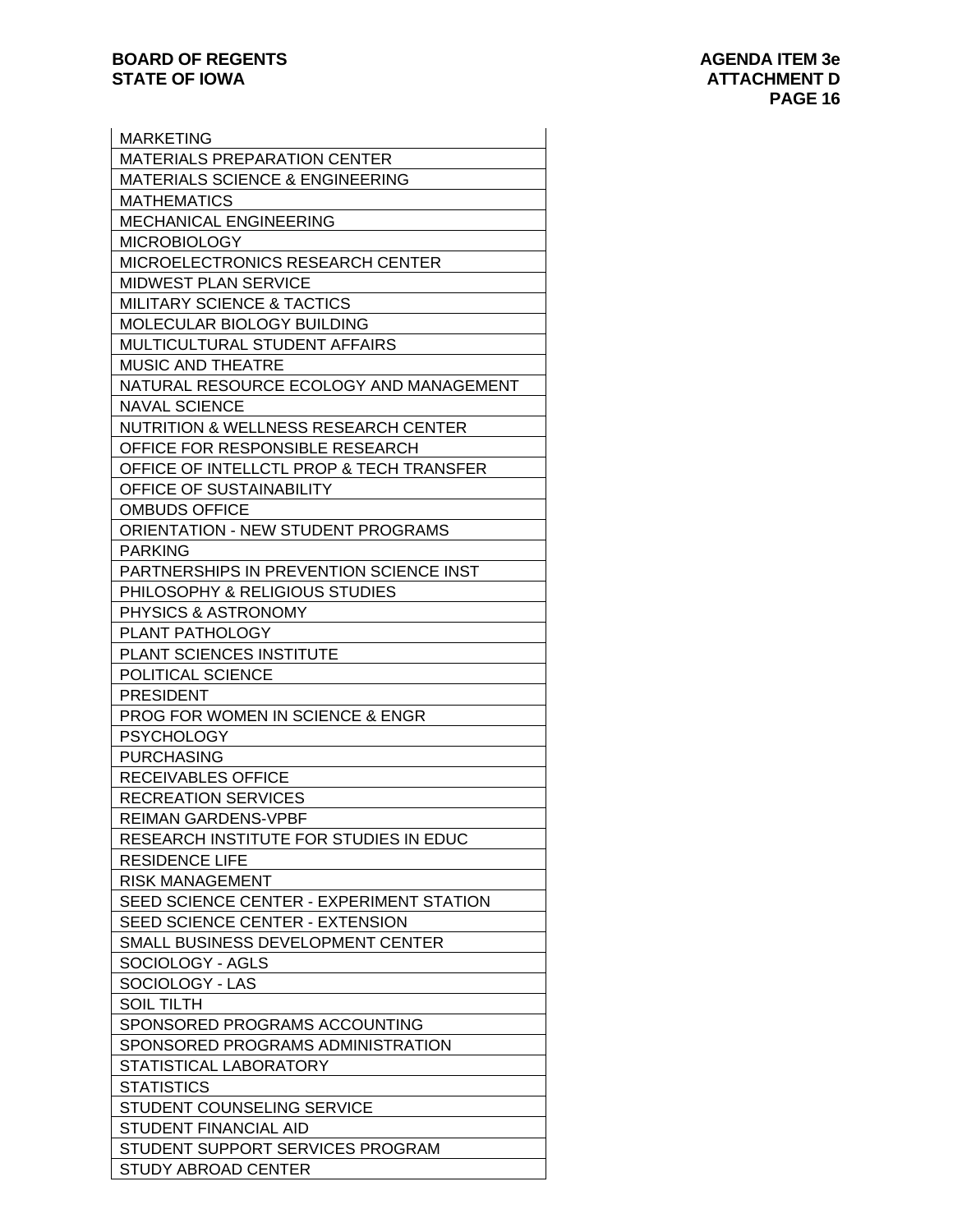| MARKETING |
| --- |
| MATERIALS PREPARATION CENTER |
| MATERIALS SCIENCE & ENGINEERING |
| MATHEMATICS |
| MECHANICAL ENGINEERING |
| MICROBIOLOGY |
| MICROELECTRONICS RESEARCH CENTER |
| MIDWEST PLAN SERVICE |
| MILITARY SCIENCE & TACTICS |
| MOLECULAR BIOLOGY BUILDING |
| MULTICULTURAL STUDENT AFFAIRS |
| MUSIC AND THEATRE |
| NATURAL RESOURCE ECOLOGY AND MANAGEMENT |
| NAVAL SCIENCE |
| NUTRITION & WELLNESS RESEARCH CENTER |
| OFFICE FOR RESPONSIBLE RESEARCH |
| OFFICE OF INTELLCTL PROP & TECH TRANSFER |
| OFFICE OF SUSTAINABILITY |
| OMBUDS OFFICE |
| ORIENTATION - NEW STUDENT PROGRAMS |
| PARKING |
| PARTNERSHIPS IN PREVENTION SCIENCE INST |
| PHILOSOPHY & RELIGIOUS STUDIES |
| PHYSICS & ASTRONOMY |
| PLANT PATHOLOGY |
| PLANT SCIENCES INSTITUTE |
| POLITICAL SCIENCE |
| PRESIDENT |
| PROG FOR WOMEN IN SCIENCE & ENGR |
| PSYCHOLOGY |
| PURCHASING |
| RECEIVABLES OFFICE |
| RECREATION SERVICES |
| REIMAN GARDENS-VPBF |
| RESEARCH INSTITUTE FOR STUDIES IN EDUC |
| RESIDENCE LIFE |
| RISK MANAGEMENT |
| SEED SCIENCE CENTER - EXPERIMENT STATION |
| SEED SCIENCE CENTER - EXTENSION |
| SMALL BUSINESS DEVELOPMENT CENTER |
| SOCIOLOGY - AGLS |
| SOCIOLOGY - LAS |
| SOIL TILTH |
| SPONSORED PROGRAMS ACCOUNTING |
| SPONSORED PROGRAMS ADMINISTRATION |
| STATISTICAL LABORATORY |
| STATISTICS |
| STUDENT COUNSELING SERVICE |
| STUDENT FINANCIAL AID |
| STUDENT SUPPORT SERVICES PROGRAM |
| STUDY ABROAD CENTER |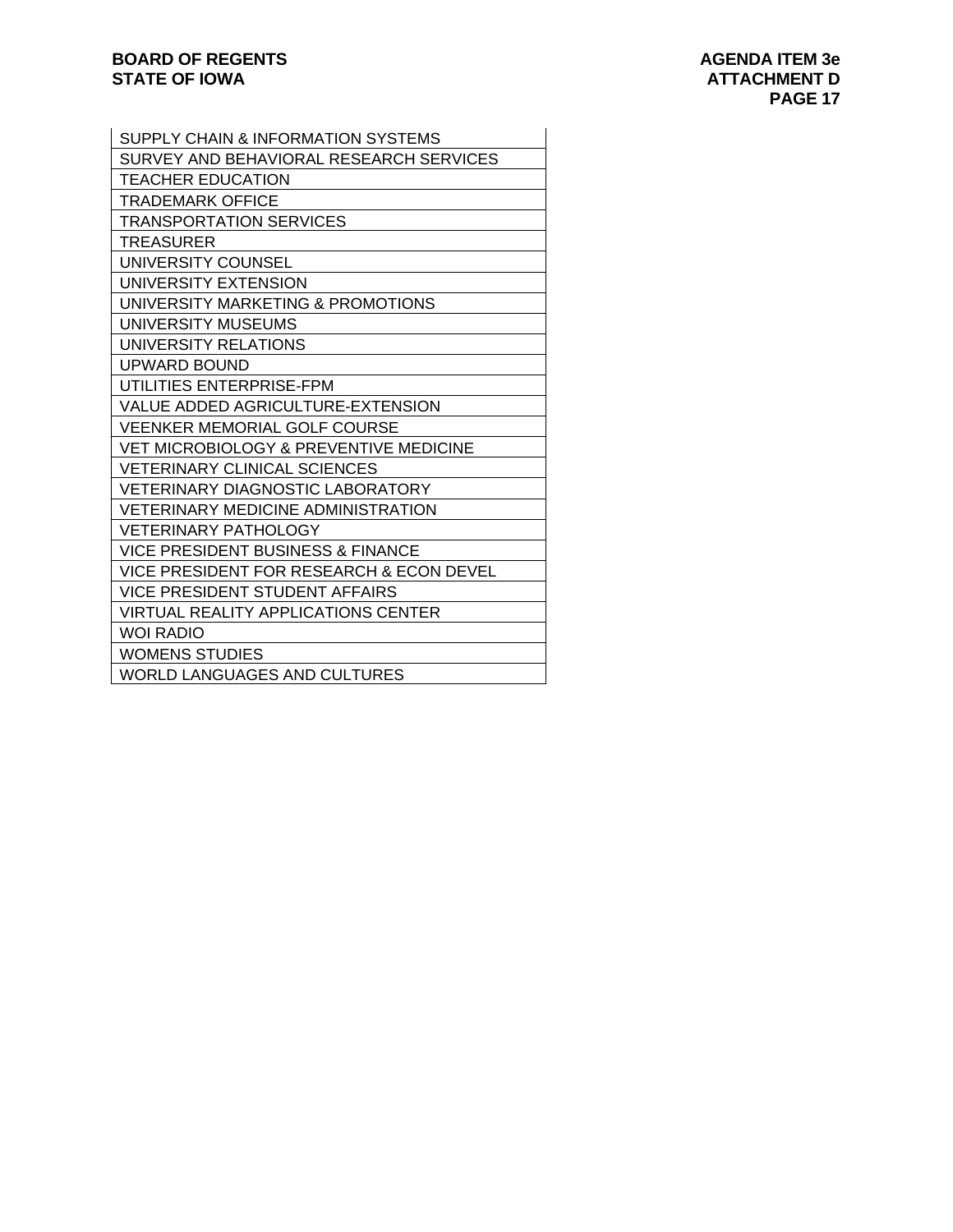| |
|---|
| SUPPLY CHAIN & INFORMATION SYSTEMS |
| SURVEY AND BEHAVIORAL RESEARCH SERVICES |
| TEACHER EDUCATION |
| TRADEMARK OFFICE |
| TRANSPORTATION SERVICES |
| TREASURER |
| UNIVERSITY COUNSEL |
| UNIVERSITY EXTENSION |
| UNIVERSITY MARKETING & PROMOTIONS |
| UNIVERSITY MUSEUMS |
| UNIVERSITY RELATIONS |
| UPWARD BOUND |
| UTILITIES ENTERPRISE-FPM |
| VALUE ADDED AGRICULTURE-EXTENSION |
| VEENKER MEMORIAL GOLF COURSE |
| VET MICROBIOLOGY & PREVENTIVE MEDICINE |
| VETERINARY CLINICAL SCIENCES |
| VETERINARY DIAGNOSTIC LABORATORY |
| VETERINARY MEDICINE ADMINISTRATION |
| VETERINARY PATHOLOGY |
| VICE PRESIDENT BUSINESS & FINANCE |
| VICE PRESIDENT FOR RESEARCH & ECON DEVEL |
| VICE PRESIDENT STUDENT AFFAIRS |
| VIRTUAL REALITY APPLICATIONS CENTER |
| WOI RADIO |
| WOMENS STUDIES |
| WORLD LANGUAGES AND CULTURES |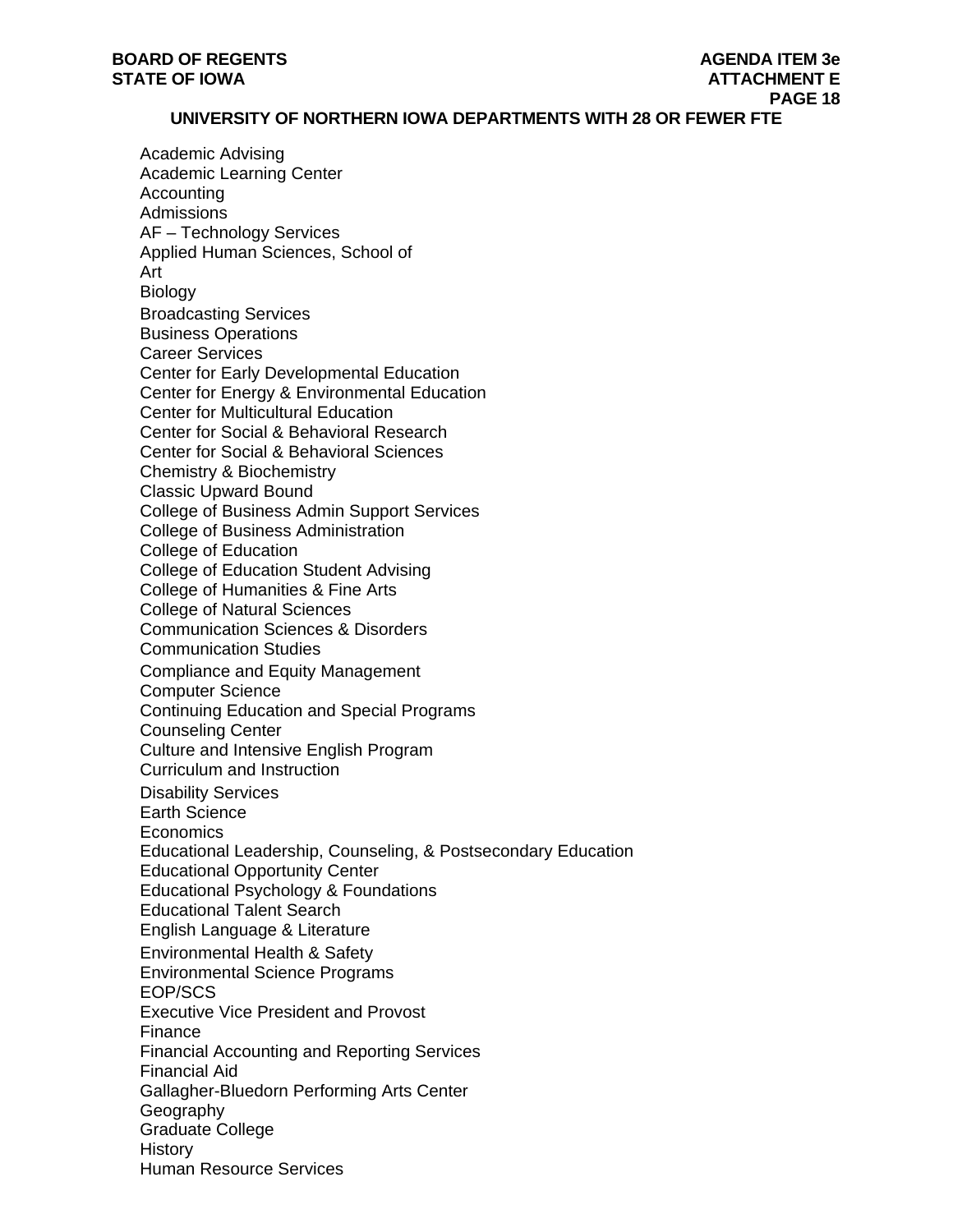## UNIVERSITY OF NORTHERN IOWA DEPARTMENTS WITH 28 OR FEWER FTE

Academic Advising
Academic Learning Center
Accounting
Admissions
AF – Technology Services
Applied Human Sciences, School of
Art
Biology
Broadcasting Services
Business Operations
Career Services
Center for Early Developmental Education
Center for Energy & Environmental Education
Center for Multicultural Education
Center for Social & Behavioral Research
Center for Social & Behavioral Sciences
Chemistry & Biochemistry
Classic Upward Bound
College of Business Admin Support Services
College of Business Administration
College of Education
College of Education Student Advising
College of Humanities & Fine Arts
College of Natural Sciences
Communication Sciences & Disorders
Communication Studies
Compliance and Equity Management
Computer Science
Continuing Education and Special Programs
Counseling Center
Culture and Intensive English Program
Curriculum and Instruction
Disability Services
Earth Science
Economics
Educational Leadership, Counseling, & Postsecondary Education
Educational Opportunity Center
Educational Psychology & Foundations
Educational Talent Search
English Language & Literature
Environmental Health & Safety
Environmental Science Programs
EOP/SCS
Executive Vice President and Provost
Finance
Financial Accounting and Reporting Services
Financial Aid
Gallagher-Bluedorn Performing Arts Center
Geography
Graduate College
History
Human Resource Services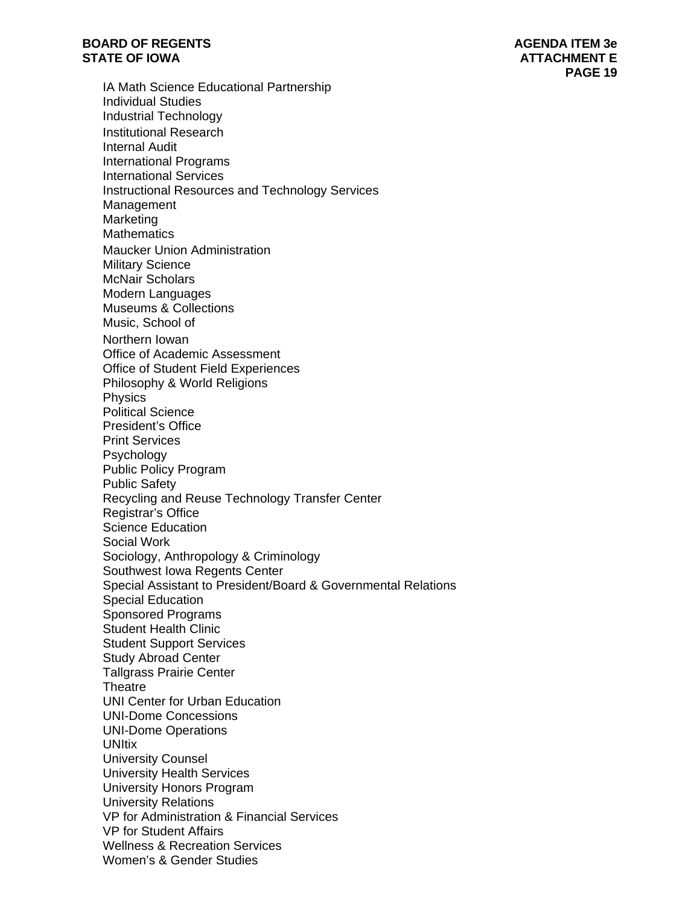IA Math Science Educational Partnership
Individual Studies
Industrial Technology
Institutional Research
Internal Audit
International Programs
International Services
Instructional Resources and Technology Services
Management
Marketing
Mathematics
Maucker Union Administration
Military Science
McNair Scholars
Modern Languages
Museums & Collections
Music, School of
Northern Iowan
Office of Academic Assessment
Office of Student Field Experiences
Philosophy & World Religions
Physics
Political Science
President's Office
Print Services
Psychology
Public Policy Program
Public Safety
Recycling and Reuse Technology Transfer Center
Registrar's Office
Science Education
Social Work
Sociology, Anthropology & Criminology
Southwest Iowa Regents Center
Special Assistant to President/Board & Governmental Relations
Special Education
Sponsored Programs
Student Health Clinic
Student Support Services
Study Abroad Center
Tallgrass Prairie Center
Theatre
UNI Center for Urban Education
UNI-Dome Concessions
UNI-Dome Operations
UNItix
University Counsel
University Health Services
University Honors Program
University Relations
VP for Administration & Financial Services
VP for Student Affairs
Wellness & Recreation Services
Women's & Gender Studies